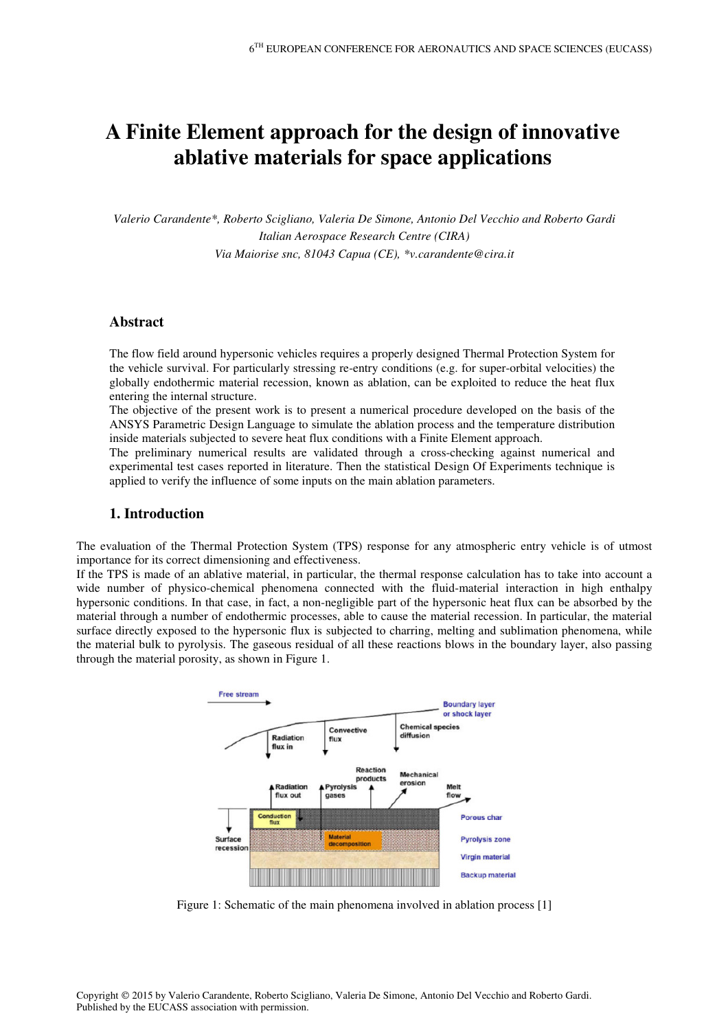# A Finite Element approach for the design of innovative ablative materials for space applications

*Valerio Carandente\*, Roberto Scigliano, Valeria De Simone, Antonio Del Vecchio and Roberto Gardi*
*Italian Aerospace Research Centre (CIRA)*
*Via Maiorise snc, 81043 Capua (CE), \*v.carandente@cira.it*

## Abstract

The flow field around hypersonic vehicles requires a properly designed Thermal Protection System for the vehicle survival. For particularly stressing re-entry conditions (e.g. for super-orbital velocities) the globally endothermic material recession, known as ablation, can be exploited to reduce the heat flux entering the internal structure.

The objective of the present work is to present a numerical procedure developed on the basis of the ANSYS Parametric Design Language to simulate the ablation process and the temperature distribution inside materials subjected to severe heat flux conditions with a Finite Element approach.

The preliminary numerical results are validated through a cross-checking against numerical and experimental test cases reported in literature. Then the statistical Design Of Experiments technique is applied to verify the influence of some inputs on the main ablation parameters.

## 1. Introduction

The evaluation of the Thermal Protection System (TPS) response for any atmospheric entry vehicle is of utmost importance for its correct dimensioning and effectiveness.

If the TPS is made of an ablative material, in particular, the thermal response calculation has to take into account a wide number of physico-chemical phenomena connected with the fluid-material interaction in high enthalpy hypersonic conditions. In that case, in fact, a non-negligible part of the hypersonic heat flux can be absorbed by the material through a number of endothermic processes, able to cause the material recession. In particular, the material surface directly exposed to the hypersonic flux is subjected to charring, melting and sublimation phenomena, while the material bulk to pyrolysis. The gaseous residual of all these reactions blows in the boundary layer, also passing through the material porosity, as shown in Figure 1.

Figure 1: Schematic of the main phenomena involved in ablation process [1]

Copyright © 2015 by Valerio Carandente, Roberto Scigliano, Valeria De Simone, Antonio Del Vecchio and Roberto Gardi. Published by the EUCASS association with permission.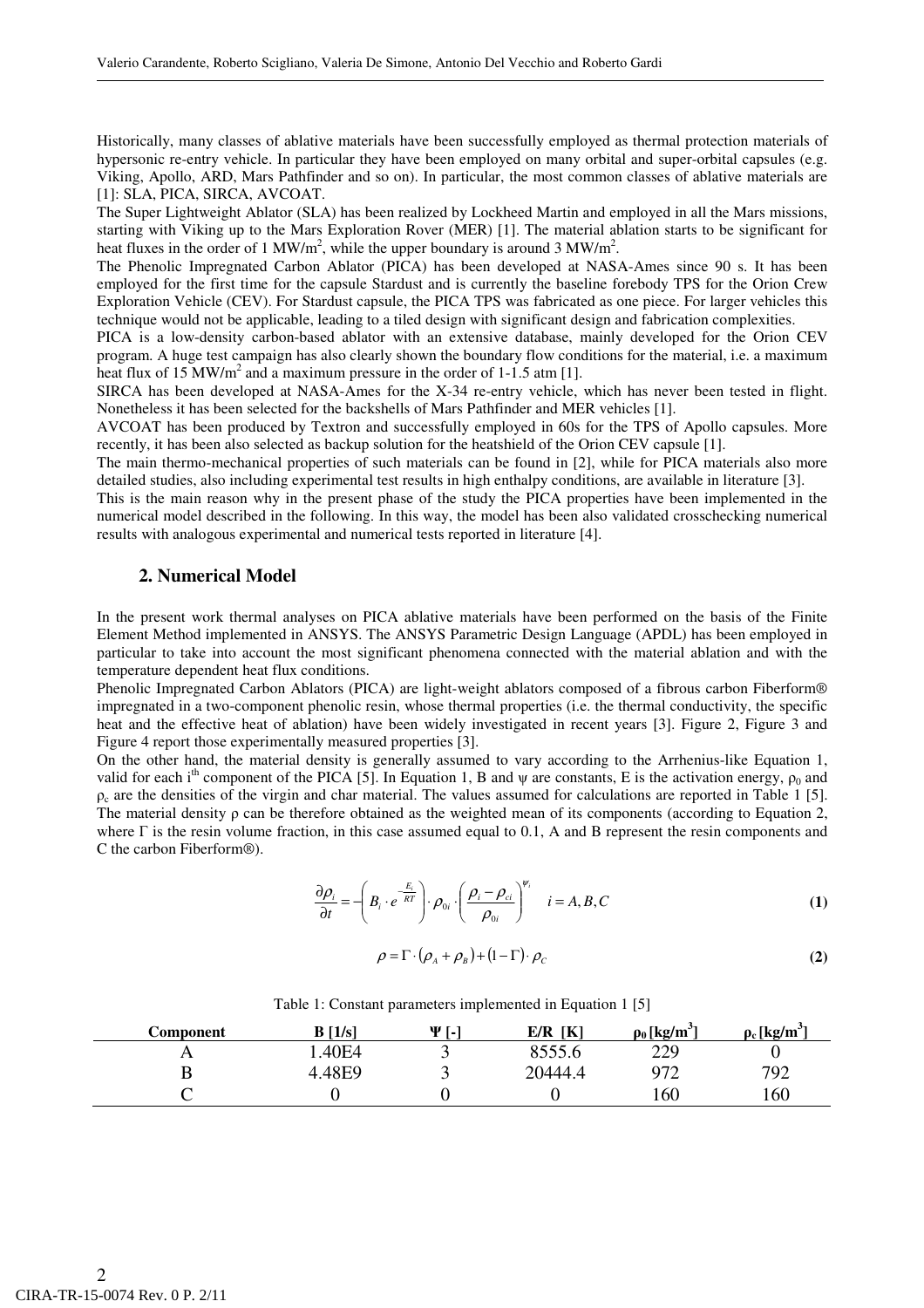Historically, many classes of ablative materials have been successfully employed as thermal protection materials of hypersonic re-entry vehicle. In particular they have been employed on many orbital and super-orbital capsules (e.g. Viking, Apollo, ARD, Mars Pathfinder and so on). In particular, the most common classes of ablative materials are [1]: SLA, PICA, SIRCA, AVCOAT.

The Super Lightweight Ablator (SLA) has been realized by Lockheed Martin and employed in all the Mars missions, starting with Viking up to the Mars Exploration Rover (MER) [1]. The material ablation starts to be significant for heat fluxes in the order of 1 MW/m$^2$, while the upper boundary is around 3 MW/m$^2$.

The Phenolic Impregnated Carbon Ablator (PICA) has been developed at NASA-Ames since 90 s. It has been employed for the first time for the capsule Stardust and is currently the baseline forebody TPS for the Orion Crew Exploration Vehicle (CEV). For Stardust capsule, the PICA TPS was fabricated as one piece. For larger vehicles this technique would not be applicable, leading to a tiled design with significant design and fabrication complexities.

PICA is a low-density carbon-based ablator with an extensive database, mainly developed for the Orion CEV program. A huge test campaign has also clearly shown the boundary flow conditions for the material, i.e. a maximum heat flux of 15 MW/m$^2$ and a maximum pressure in the order of 1-1.5 atm [1].

SIRCA has been developed at NASA-Ames for the X-34 re-entry vehicle, which has never been tested in flight. Nonetheless it has been selected for the backshells of Mars Pathfinder and MER vehicles [1].

AVCOAT has been produced by Textron and successfully employed in 60s for the TPS of Apollo capsules. More recently, it has been also selected as backup solution for the heatshield of the Orion CEV capsule [1].

The main thermo-mechanical properties of such materials can be found in [2], while for PICA materials also more detailed studies, also including experimental test results in high enthalpy conditions, are available in literature [3].

This is the main reason why in the present phase of the study the PICA properties have been implemented in the numerical model described in the following. In this way, the model has been also validated crosschecking numerical results with analogous experimental and numerical tests reported in literature [4].

## 2. Numerical Model

In the present work thermal analyses on PICA ablative materials have been performed on the basis of the Finite Element Method implemented in ANSYS. The ANSYS Parametric Design Language (APDL) has been employed in particular to take into account the most significant phenomena connected with the material ablation and with the temperature dependent heat flux conditions.

Phenolic Impregnated Carbon Ablators (PICA) are light-weight ablators composed of a fibrous carbon Fiberform® impregnated in a two-component phenolic resin, whose thermal properties (i.e. the thermal conductivity, the specific heat and the effective heat of ablation) have been widely investigated in recent years [3]. Figure 2, Figure 3 and Figure 4 report those experimentally measured properties [3].

On the other hand, the material density is generally assumed to vary according to the Arrhenius-like Equation 1, valid for each i$^{th}$ component of the PICA [5]. In Equation 1, B and $\psi$ are constants, E is the activation energy, $\rho_0$ and $\rho_c$ are the densities of the virgin and char material. The values assumed for calculations are reported in Table 1 [5]. The material density $\rho$ can be therefore obtained as the weighted mean of its components (according to Equation 2, where $\Gamma$ is the resin volume fraction, in this case assumed equal to 0.1, A and B represent the resin components and C the carbon Fiberform®).

$$\frac{\partial \rho_i}{\partial t} = -\left( B_i \cdot e^{-\frac{E_i}{RT}} \right) \cdot \rho_{0i} \cdot \left( \frac{\rho_i - \rho_{ci}}{\rho_{0i}} \right)^{\psi_i} \quad i = A, B, C \tag{1}$$

$$\rho = \Gamma \cdot (\rho_A + \rho_B) + (1 - \Gamma) \cdot \rho_C \tag{2}$$

Table 1: Constant parameters implemented in Equation 1 [5]

| Component | B [1/s] | Ψ [-] | E/R [K] | $\rho_0$ [kg/m$^3$] | $\rho_c$ [kg/m$^3$] |
|---|---|---|---|---|---|
| A | 1.40E4 | 3 | 8555.6 | 229 | 0 |
| B | 4.48E9 | 3 | 20444.4 | 972 | 792 |
| C | 0 | 0 | 0 | 160 | 160 |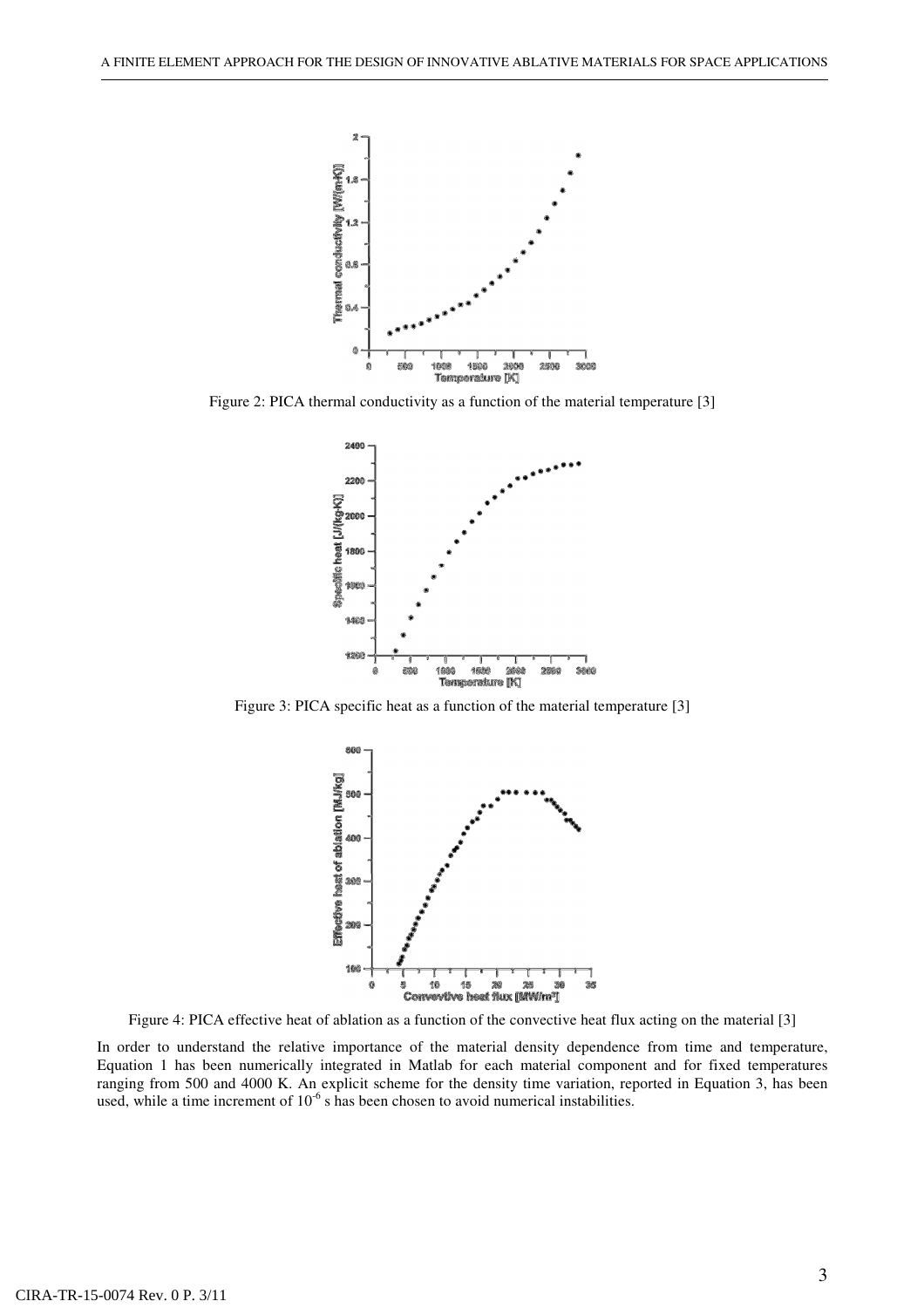Figure 2: PICA thermal conductivity as a function of the material temperature [3]

Figure 3: PICA specific heat as a function of the material temperature [3]

Figure 4: PICA effective heat of ablation as a function of the convective heat flux acting on the material [3]

In order to understand the relative importance of the material density dependence from time and temperature, Equation 1 has been numerically integrated in Matlab for each material component and for fixed temperatures ranging from 500 and 4000 K. An explicit scheme for the density time variation, reported in Equation 3, has been used, while a time increment of $10^{-6}$ s has been chosen to avoid numerical instabilities.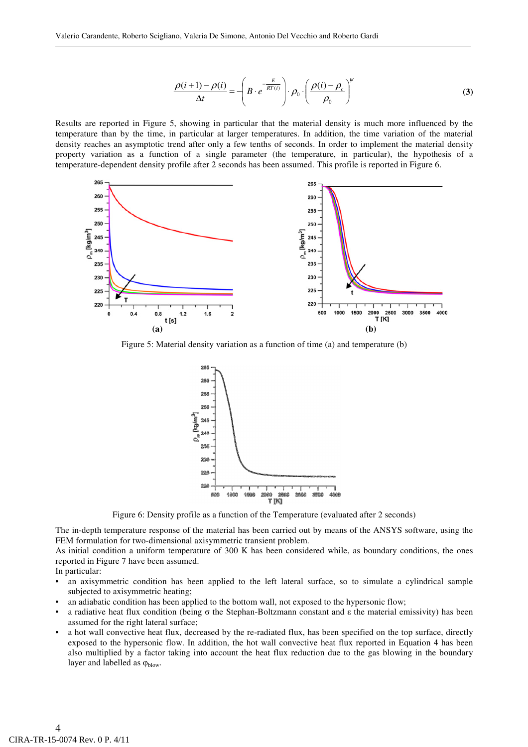$$\frac{\rho(i+1)-\rho(i)}{\Delta t}=-\left(B\cdot e^{-\frac{E}{RT(i)}}\right)\cdot\rho_0\cdot\left(\frac{\rho(i)-\rho_c}{\rho_0}\right)^{\psi} \tag{3}$$

Results are reported in Figure 5, showing in particular that the material density is much more influenced by the temperature than by the time, in particular at larger temperatures. In addition, the time variation of the material density reaches an asymptotic trend after only a few tenths of seconds. In order to implement the material density property variation as a function of a single parameter (the temperature, in particular), the hypothesis of a temperature-dependent density profile after 2 seconds has been assumed. This profile is reported in Figure 6.

Figure 5: Material density variation as a function of time (a) and temperature (b)

Figure 6: Density profile as a function of the Temperature (evaluated after 2 seconds)

The in-depth temperature response of the material has been carried out by means of the ANSYS software, using the FEM formulation for two-dimensional axisymmetric transient problem.
As initial condition a uniform temperature of 300 K has been considered while, as boundary conditions, the ones reported in Figure 7 have been assumed.
In particular:

- an axisymmetric condition has been applied to the left lateral surface, so to simulate a cylindrical sample subjected to axisymmetric heating;
- an adiabatic condition has been applied to the bottom wall, not exposed to the hypersonic flow;
- a radiative heat flux condition (being $\sigma$ the Stephan-Boltzmann constant and $\varepsilon$ the material emissivity) has been assumed for the right lateral surface;
- a hot wall convective heat flux, decreased by the re-radiated flux, has been specified on the top surface, directly exposed to the hypersonic flow. In addition, the hot wall convective heat flux reported in Equation 4 has been also multiplied by a factor taking into account the heat flux reduction due to the gas blowing in the boundary layer and labelled as $\varphi_{blow}$.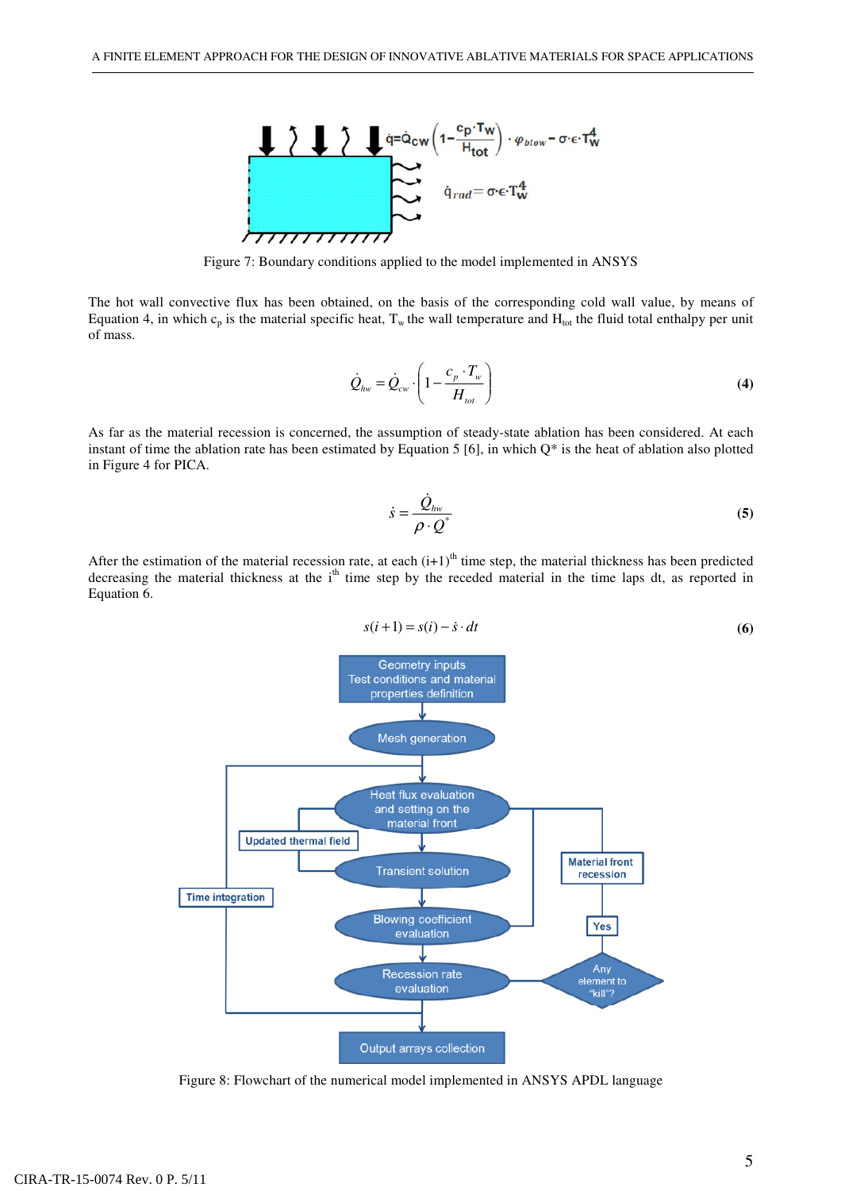Figure 7: Boundary conditions applied to the model implemented in ANSYS

The hot wall convective flux has been obtained, on the basis of the corresponding cold wall value, by means of Equation 4, in which $c_p$ is the material specific heat, $T_w$ the wall temperature and $H_{tot}$ the fluid total enthalpy per unit of mass.

$$\dot{Q}_{hw} = \dot{Q}_{cw} \cdot \left(1 - \frac{c_p \cdot T_w}{H_{tot}}\right) \tag{4}$$

As far as the material recession is concerned, the assumption of steady-state ablation has been considered. At each instant of time the ablation rate has been estimated by Equation 5 [6], in which Q* is the heat of ablation also plotted in Figure 4 for PICA.

$$\dot{s} = \frac{\dot{Q}_{hw}}{\rho \cdot Q^*} \tag{5}$$

After the estimation of the material recession rate, at each (i+1)th time step, the material thickness has been predicted decreasing the material thickness at the ith time step by the receded material in the time laps dt, as reported in Equation 6.

$$s(i+1) = s(i) - \dot{s} \cdot dt \tag{6}$$

Figure 8: Flowchart of the numerical model implemented in ANSYS APDL language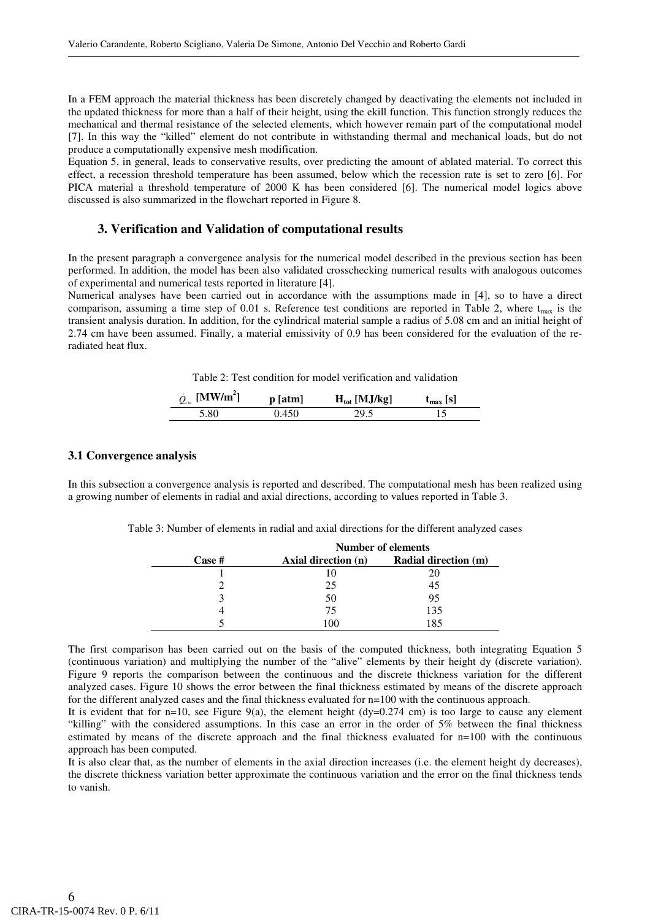In a FEM approach the material thickness has been discretely changed by deactivating the elements not included in the updated thickness for more than a half of their height, using the ekill function. This function strongly reduces the mechanical and thermal resistance of the selected elements, which however remain part of the computational model [7]. In this way the "killed" element do not contribute in withstanding thermal and mechanical loads, but do not produce a computationally expensive mesh modification.

Equation 5, in general, leads to conservative results, over predicting the amount of ablated material. To correct this effect, a recession threshold temperature has been assumed, below which the recession rate is set to zero [6]. For PICA material a threshold temperature of 2000 K has been considered [6]. The numerical model logics above discussed is also summarized in the flowchart reported in Figure 8.

## 3. Verification and Validation of computational results

In the present paragraph a convergence analysis for the numerical model described in the previous section has been performed. In addition, the model has been also validated crosschecking numerical results with analogous outcomes of experimental and numerical tests reported in literature [4].

Numerical analyses have been carried out in accordance with the assumptions made in [4], so to have a direct comparison, assuming a time step of 0.01 s. Reference test conditions are reported in Table 2, where $t_{max}$ is the transient analysis duration. In addition, for the cylindrical material sample a radius of 5.08 cm and an initial height of 2.74 cm have been assumed. Finally, a material emissivity of 0.9 has been considered for the evaluation of the re-radiated heat flux.

Table 2: Test condition for model verification and validation

| $\dot{Q}_{cw}$ [MW/m$^2$] | p [atm] | $H_{tot}$ [MJ/kg] | $t_{max}$ [s] |
|---|---|---|---|
| 5.80 | 0.450 | 29.5 | 15 |

### 3.1 Convergence analysis

In this subsection a convergence analysis is reported and described. The computational mesh has been realized using a growing number of elements in radial and axial directions, according to values reported in Table 3.

Table 3: Number of elements in radial and axial directions for the different analyzed cases

| | Number of elements | |
|---|---|---|
| Case # | Axial direction (n) | Radial direction (m) |
| 1 | 10 | 20 |
| 2 | 25 | 45 |
| 3 | 50 | 95 |
| 4 | 75 | 135 |
| 5 | 100 | 185 |

The first comparison has been carried out on the basis of the computed thickness, both integrating Equation 5 (continuous variation) and multiplying the number of the "alive" elements by their height dy (discrete variation). Figure 9 reports the comparison between the continuous and the discrete thickness variation for the different analyzed cases. Figure 10 shows the error between the final thickness estimated by means of the discrete approach for the different analyzed cases and the final thickness evaluated for n=100 with the continuous approach.

It is evident that for n=10, see Figure 9(a), the element height (dy=0.274 cm) is too large to cause any element "killing" with the considered assumptions. In this case an error in the order of 5% between the final thickness estimated by means of the discrete approach and the final thickness evaluated for n=100 with the continuous approach has been computed.

It is also clear that, as the number of elements in the axial direction increases (i.e. the element height dy decreases), the discrete thickness variation better approximate the continuous variation and the error on the final thickness tends to vanish.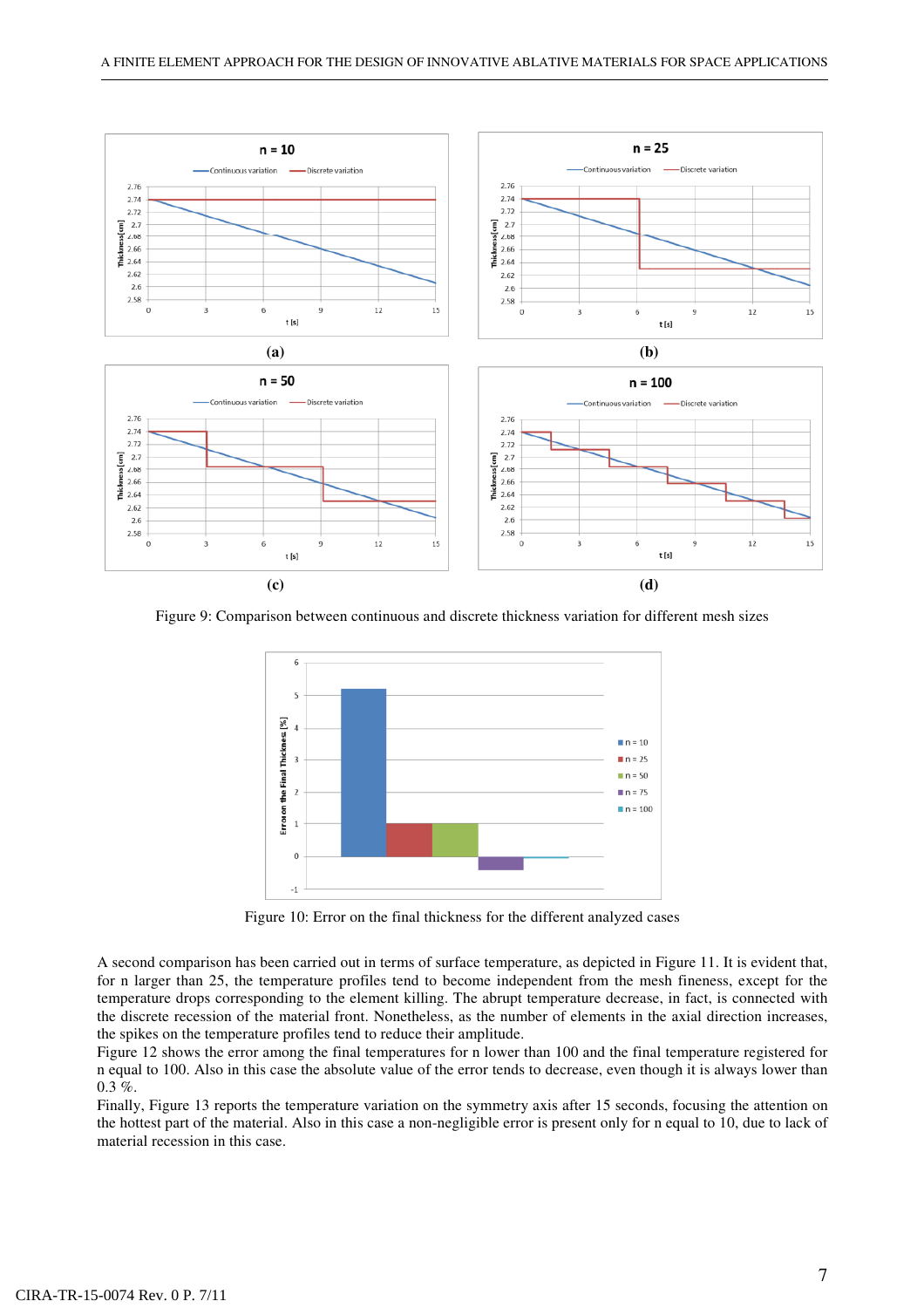(a)

(b)

(c)

(d)

Figure 9: Comparison between continuous and discrete thickness variation for different mesh sizes

Figure 10: Error on the final thickness for the different analyzed cases

A second comparison has been carried out in terms of surface temperature, as depicted in Figure 11. It is evident that, for n larger than 25, the temperature profiles tend to become independent from the mesh fineness, except for the temperature drops corresponding to the element killing. The abrupt temperature decrease, in fact, is connected with the discrete recession of the material front. Nonetheless, as the number of elements in the axial direction increases, the spikes on the temperature profiles tend to reduce their amplitude.

Figure 12 shows the error among the final temperatures for n lower than 100 and the final temperature registered for n equal to 100. Also in this case the absolute value of the error tends to decrease, even though it is always lower than 0.3 %.

Finally, Figure 13 reports the temperature variation on the symmetry axis after 15 seconds, focusing the attention on the hottest part of the material. Also in this case a non-negligible error is present only for n equal to 10, due to lack of material recession in this case.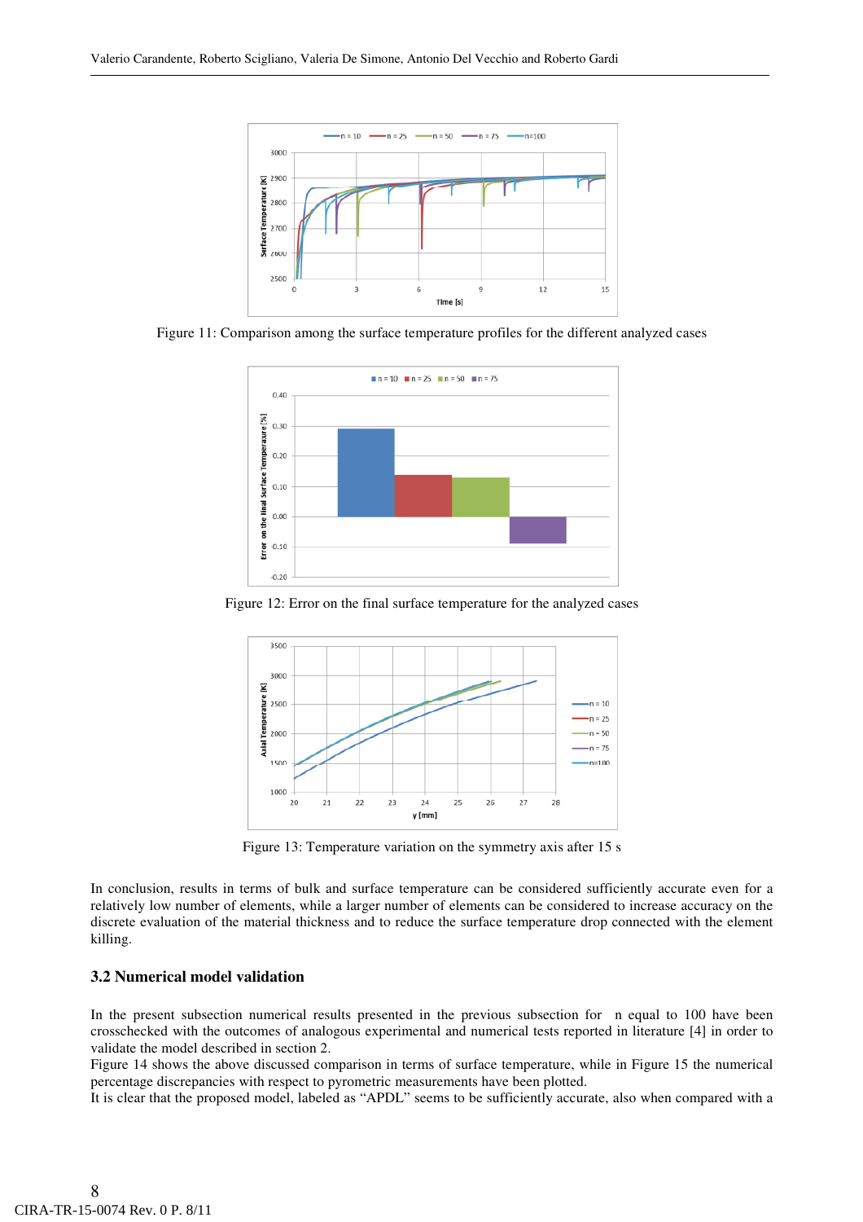Figure 11: Comparison among the surface temperature profiles for the different analyzed cases

Figure 12: Error on the final surface temperature for the analyzed cases

Figure 13: Temperature variation on the symmetry axis after 15 s

In conclusion, results in terms of bulk and surface temperature can be considered sufficiently accurate even for a relatively low number of elements, while a larger number of elements can be considered to increase accuracy on the discrete evaluation of the material thickness and to reduce the surface temperature drop connected with the element killing.

### 3.2 Numerical model validation

In the present subsection numerical results presented in the previous subsection for n equal to 100 have been crosschecked with the outcomes of analogous experimental and numerical tests reported in literature [4] in order to validate the model described in section 2.

Figure 14 shows the above discussed comparison in terms of surface temperature, while in Figure 15 the numerical percentage discrepancies with respect to pyrometric measurements have been plotted.

It is clear that the proposed model, labeled as “APDL” seems to be sufficiently accurate, also when compared with a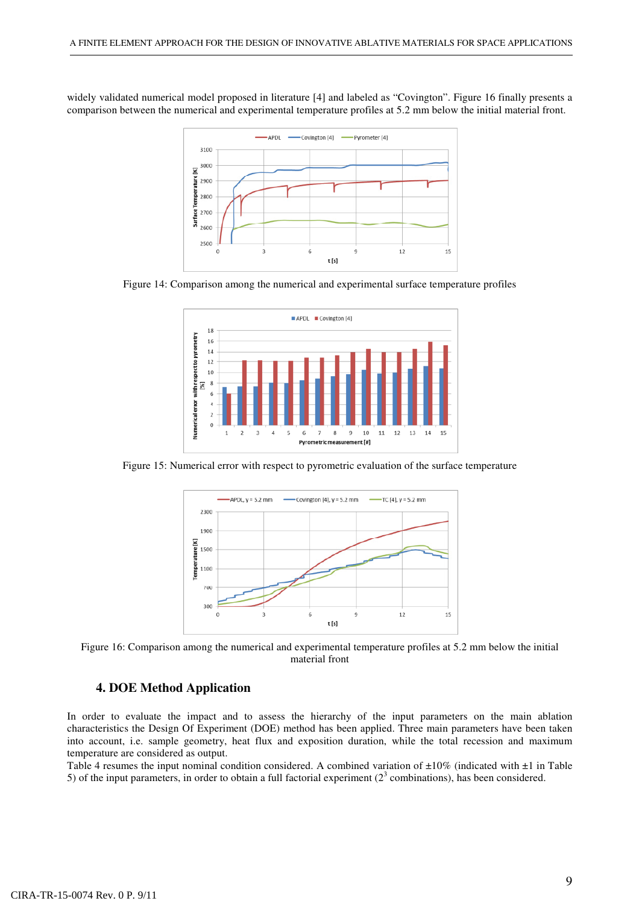widely validated numerical model proposed in literature [4] and labeled as "Covington". Figure 16 finally presents a comparison between the numerical and experimental temperature profiles at 5.2 mm below the initial material front.

Figure 14: Comparison among the numerical and experimental surface temperature profiles

Figure 15: Numerical error with respect to pyrometric evaluation of the surface temperature

Figure 16: Comparison among the numerical and experimental temperature profiles at 5.2 mm below the initial material front

## 4. DOE Method Application

In order to evaluate the impact and to assess the hierarchy of the input parameters on the main ablation characteristics the Design Of Experiment (DOE) method has been applied. Three main parameters have been taken into account, i.e. sample geometry, heat flux and exposition duration, while the total recession and maximum temperature are considered as output.

Table 4 resumes the input nominal condition considered. A combined variation of ±10% (indicated with ±1 in Table 5) of the input parameters, in order to obtain a full factorial experiment ($2^3$ combinations), has been considered.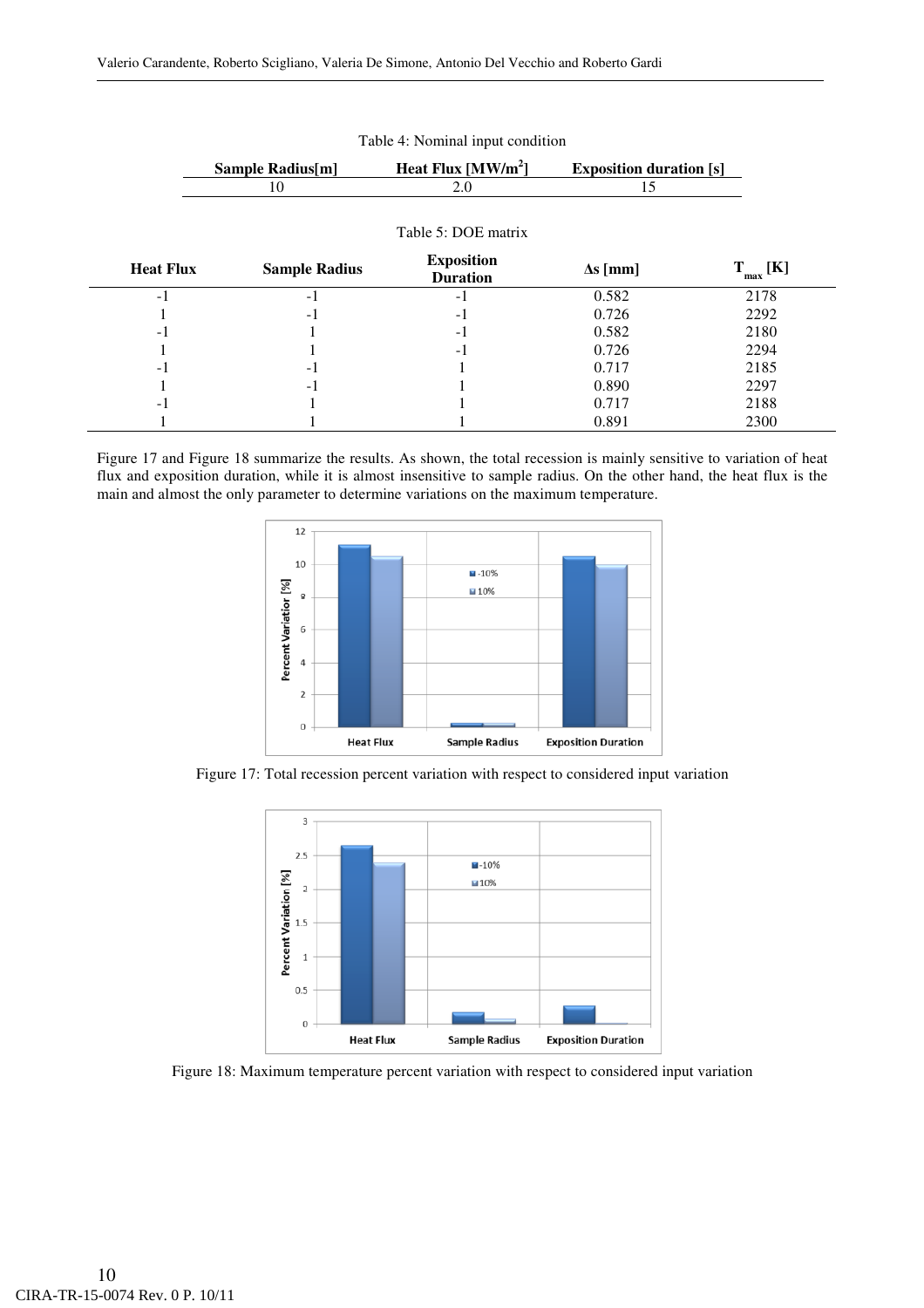Table 4: Nominal input condition

| Sample Radius[m] | Heat Flux [MW/m$^2$] | Exposition duration [s] |
|---|---|---|
| 10 | 2.0 | 15 |

Table 5: DOE matrix

| Heat Flux | Sample Radius | Exposition Duration | Δs [mm] | $T_{max}$ [K] |
|---|---|---|---|---|
| -1 | -1 | -1 | 0.582 | 2178 |
| 1 | -1 | -1 | 0.726 | 2292 |
| -1 | 1 | -1 | 0.582 | 2180 |
| 1 | 1 | -1 | 0.726 | 2294 |
| -1 | -1 | 1 | 0.717 | 2185 |
| 1 | -1 | 1 | 0.890 | 2297 |
| -1 | 1 | 1 | 0.717 | 2188 |
| 1 | 1 | 1 | 0.891 | 2300 |

Figure 17 and Figure 18 summarize the results. As shown, the total recession is mainly sensitive to variation of heat flux and exposition duration, while it is almost insensitive to sample radius. On the other hand, the heat flux is the main and almost the only parameter to determine variations on the maximum temperature.

Figure 17: Total recession percent variation with respect to considered input variation

Figure 18: Maximum temperature percent variation with respect to considered input variation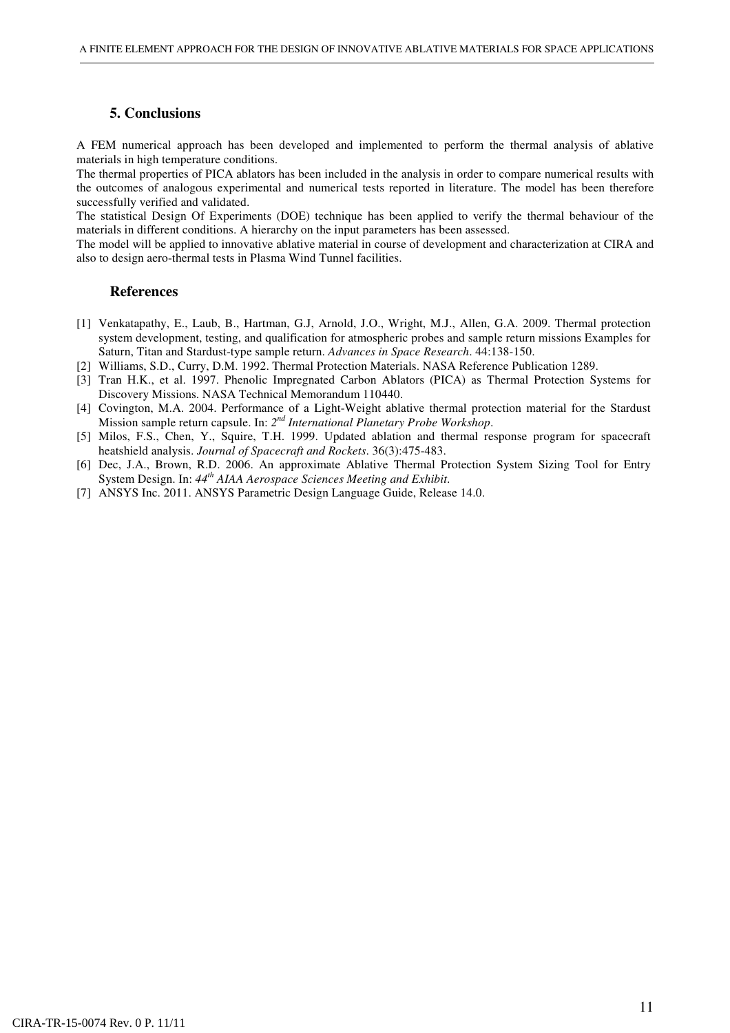## 5. Conclusions

A FEM numerical approach has been developed and implemented to perform the thermal analysis of ablative materials in high temperature conditions.
The thermal properties of PICA ablators has been included in the analysis in order to compare numerical results with the outcomes of analogous experimental and numerical tests reported in literature. The model has been therefore successfully verified and validated.
The statistical Design Of Experiments (DOE) technique has been applied to verify the thermal behaviour of the materials in different conditions. A hierarchy on the input parameters has been assessed.
The model will be applied to innovative ablative material in course of development and characterization at CIRA and also to design aero-thermal tests in Plasma Wind Tunnel facilities.

## References

[1] Venkatapathy, E., Laub, B., Hartman, G.J, Arnold, J.O., Wright, M.J., Allen, G.A. 2009. Thermal protection system development, testing, and qualification for atmospheric probes and sample return missions Examples for Saturn, Titan and Stardust-type sample return. *Advances in Space Research*. 44:138-150.

[2] Williams, S.D., Curry, D.M. 1992. Thermal Protection Materials. NASA Reference Publication 1289.

[3] Tran H.K., et al. 1997. Phenolic Impregnated Carbon Ablators (PICA) as Thermal Protection Systems for Discovery Missions. NASA Technical Memorandum 110440.

[4] Covington, M.A. 2004. Performance of a Light-Weight ablative thermal protection material for the Stardust Mission sample return capsule. In: *2nd International Planetary Probe Workshop*.

[5] Milos, F.S., Chen, Y., Squire, T.H. 1999. Updated ablation and thermal response program for spacecraft heatshield analysis. *Journal of Spacecraft and Rockets*. 36(3):475-483.

[6] Dec, J.A., Brown, R.D. 2006. An approximate Ablative Thermal Protection System Sizing Tool for Entry System Design. In: *44th AIAA Aerospace Sciences Meeting and Exhibit*.

[7] ANSYS Inc. 2011. ANSYS Parametric Design Language Guide, Release 14.0.